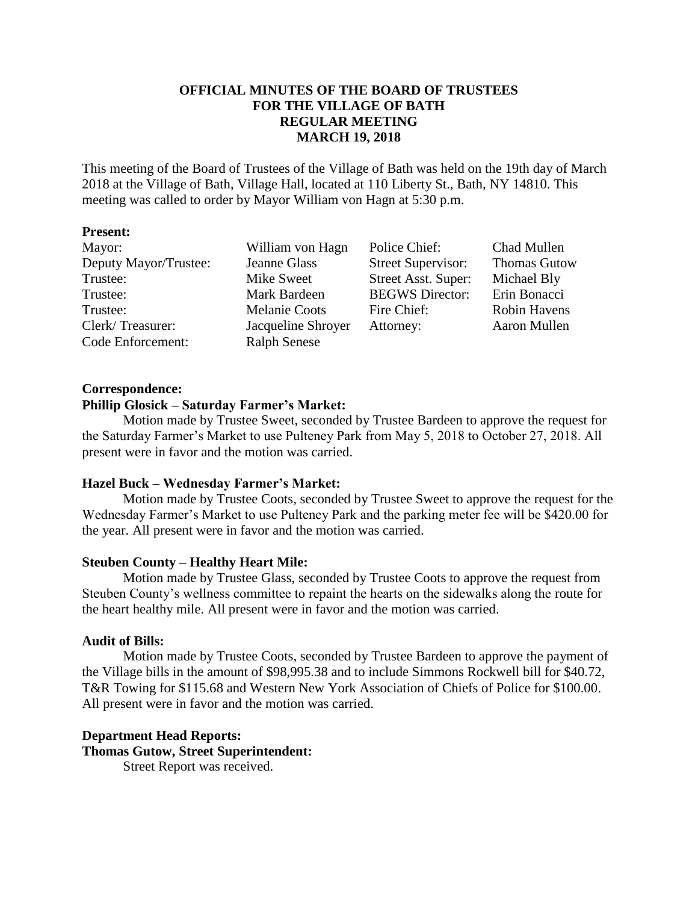# OFFICIAL MINUTES OF THE BOARD OF TRUSTEES FOR THE VILLAGE OF BATH REGULAR MEETING MARCH 19, 2018

This meeting of the Board of Trustees of the Village of Bath was held on the 19th day of March 2018 at the Village of Bath, Village Hall, located at 110 Liberty St., Bath, NY 14810. This meeting was called to order by Mayor William von Hagn at 5:30 p.m.

**Present:**

| | | | |
|---|---|---|---|
| Mayor: | William von Hagn | Police Chief: | Chad Mullen |
| Deputy Mayor/Trustee: | Jeanne Glass | Street Supervisor: | Thomas Gutow |
| Trustee: | Mike Sweet | Street Asst. Super: | Michael Bly |
| Trustee: | Mark Bardeen | BEGWS Director: | Erin Bonacci |
| Trustee: | Melanie Coots | Fire Chief: | Robin Havens |
| Clerk/ Treasurer: | Jacqueline Shroyer | Attorney: | Aaron Mullen |
| Code Enforcement: | Ralph Senese | | |

**Correspondence:**

**Phillip Glosick – Saturday Farmer's Market:**

Motion made by Trustee Sweet, seconded by Trustee Bardeen to approve the request for the Saturday Farmer's Market to use Pulteney Park from May 5, 2018 to October 27, 2018. All present were in favor and the motion was carried.

**Hazel Buck – Wednesday Farmer's Market:**

Motion made by Trustee Coots, seconded by Trustee Sweet to approve the request for the Wednesday Farmer's Market to use Pulteney Park and the parking meter fee will be $420.00 for the year. All present were in favor and the motion was carried.

**Steuben County – Healthy Heart Mile:**

Motion made by Trustee Glass, seconded by Trustee Coots to approve the request from Steuben County's wellness committee to repaint the hearts on the sidewalks along the route for the heart healthy mile. All present were in favor and the motion was carried.

**Audit of Bills:**

Motion made by Trustee Coots, seconded by Trustee Bardeen to approve the payment of the Village bills in the amount of $98,995.38 and to include Simmons Rockwell bill for $40.72, T&R Towing for $115.68 and Western New York Association of Chiefs of Police for $100.00. All present were in favor and the motion was carried.

**Department Head Reports:**

**Thomas Gutow, Street Superintendent:**

Street Report was received.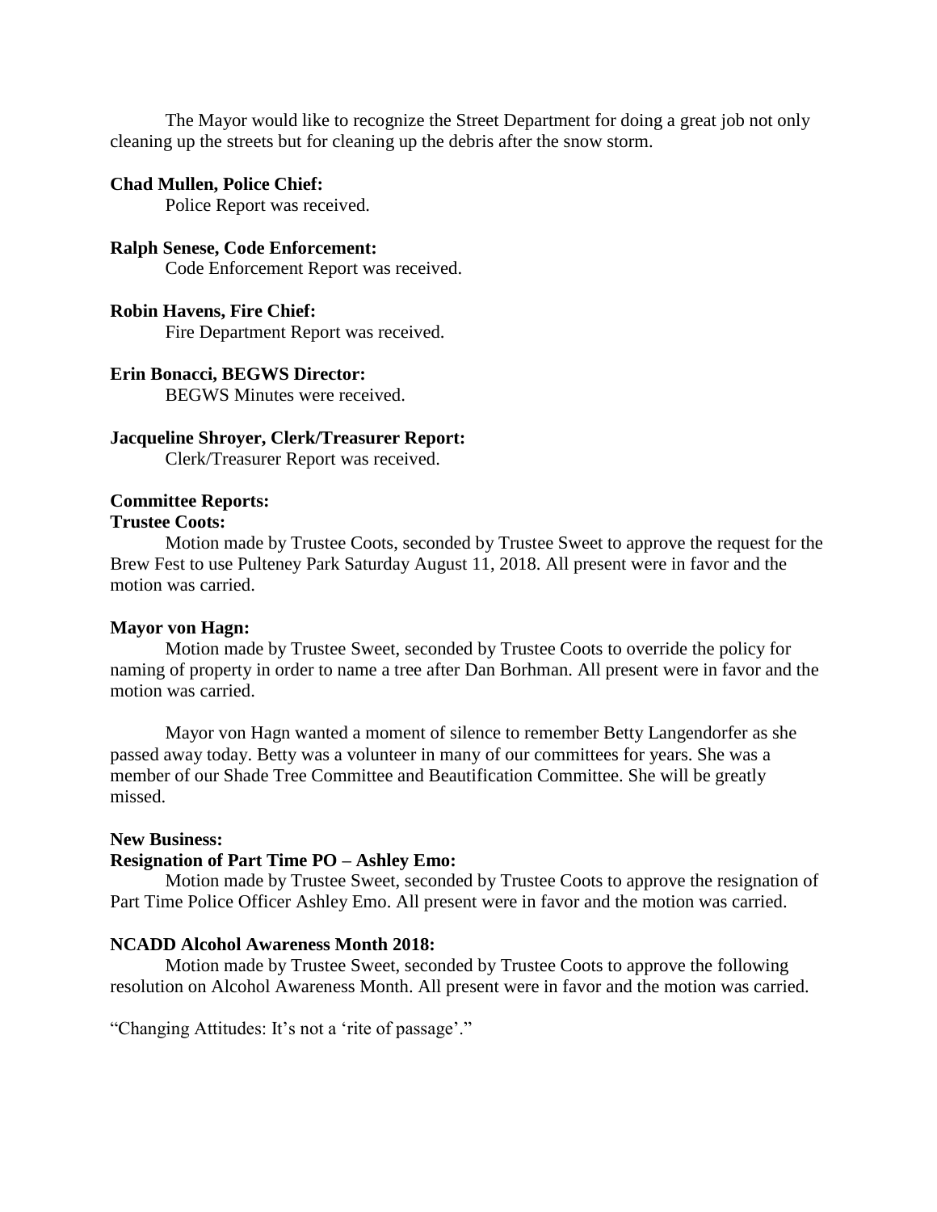The Mayor would like to recognize the Street Department for doing a great job not only cleaning up the streets but for cleaning up the debris after the snow storm.

**Chad Mullen, Police Chief:**

Police Report was received.

**Ralph Senese, Code Enforcement:**

Code Enforcement Report was received.

**Robin Havens, Fire Chief:**

Fire Department Report was received.

**Erin Bonacci, BEGWS Director:**

BEGWS Minutes were received.

**Jacqueline Shroyer, Clerk/Treasurer Report:**

Clerk/Treasurer Report was received.

**Committee Reports:**

**Trustee Coots:**

Motion made by Trustee Coots, seconded by Trustee Sweet to approve the request for the Brew Fest to use Pulteney Park Saturday August 11, 2018. All present were in favor and the motion was carried.

**Mayor von Hagn:**

Motion made by Trustee Sweet, seconded by Trustee Coots to override the policy for naming of property in order to name a tree after Dan Borhman. All present were in favor and the motion was carried.

Mayor von Hagn wanted a moment of silence to remember Betty Langendorfer as she passed away today. Betty was a volunteer in many of our committees for years. She was a member of our Shade Tree Committee and Beautification Committee. She will be greatly missed.

**New Business:**

**Resignation of Part Time PO – Ashley Emo:**

Motion made by Trustee Sweet, seconded by Trustee Coots to approve the resignation of Part Time Police Officer Ashley Emo. All present were in favor and the motion was carried.

**NCADD Alcohol Awareness Month 2018:**

Motion made by Trustee Sweet, seconded by Trustee Coots to approve the following resolution on Alcohol Awareness Month. All present were in favor and the motion was carried.

"Changing Attitudes: It's not a 'rite of passage'."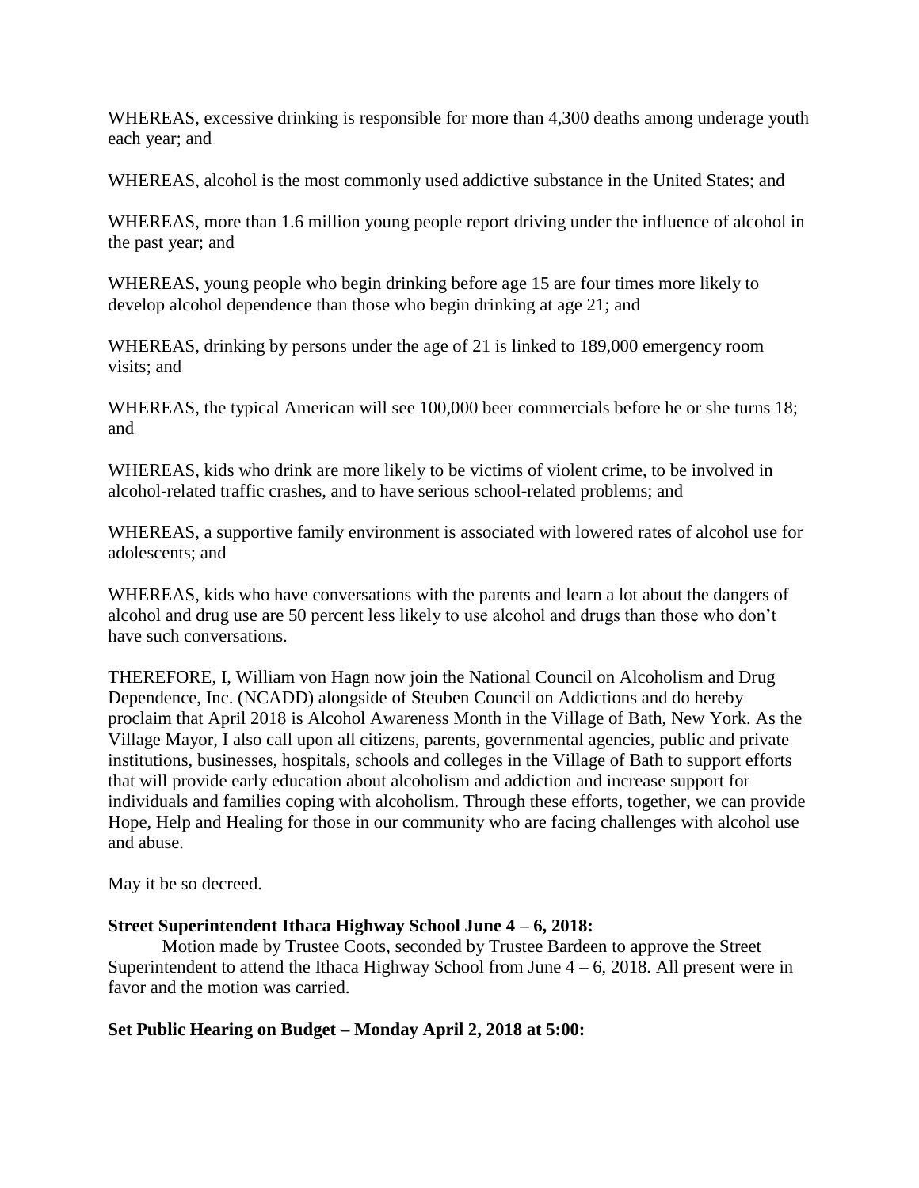WHEREAS, excessive drinking is responsible for more than 4,300 deaths among underage youth each year; and

WHEREAS, alcohol is the most commonly used addictive substance in the United States; and

WHEREAS, more than 1.6 million young people report driving under the influence of alcohol in the past year; and

WHEREAS, young people who begin drinking before age 15 are four times more likely to develop alcohol dependence than those who begin drinking at age 21; and

WHEREAS, drinking by persons under the age of 21 is linked to 189,000 emergency room visits; and

WHEREAS, the typical American will see 100,000 beer commercials before he or she turns 18; and

WHEREAS, kids who drink are more likely to be victims of violent crime, to be involved in alcohol-related traffic crashes, and to have serious school-related problems; and

WHEREAS, a supportive family environment is associated with lowered rates of alcohol use for adolescents; and

WHEREAS, kids who have conversations with the parents and learn a lot about the dangers of alcohol and drug use are 50 percent less likely to use alcohol and drugs than those who don't have such conversations.

THEREFORE, I, William von Hagn now join the National Council on Alcoholism and Drug Dependence, Inc. (NCADD) alongside of Steuben Council on Addictions and do hereby proclaim that April 2018 is Alcohol Awareness Month in the Village of Bath, New York. As the Village Mayor, I also call upon all citizens, parents, governmental agencies, public and private institutions, businesses, hospitals, schools and colleges in the Village of Bath to support efforts that will provide early education about alcoholism and addiction and increase support for individuals and families coping with alcoholism. Through these efforts, together, we can provide Hope, Help and Healing for those in our community who are facing challenges with alcohol use and abuse.

May it be so decreed.

**Street Superintendent Ithaca Highway School June 4 – 6, 2018:**

Motion made by Trustee Coots, seconded by Trustee Bardeen to approve the Street Superintendent to attend the Ithaca Highway School from June 4 – 6, 2018. All present were in favor and the motion was carried.

**Set Public Hearing on Budget – Monday April 2, 2018 at 5:00:**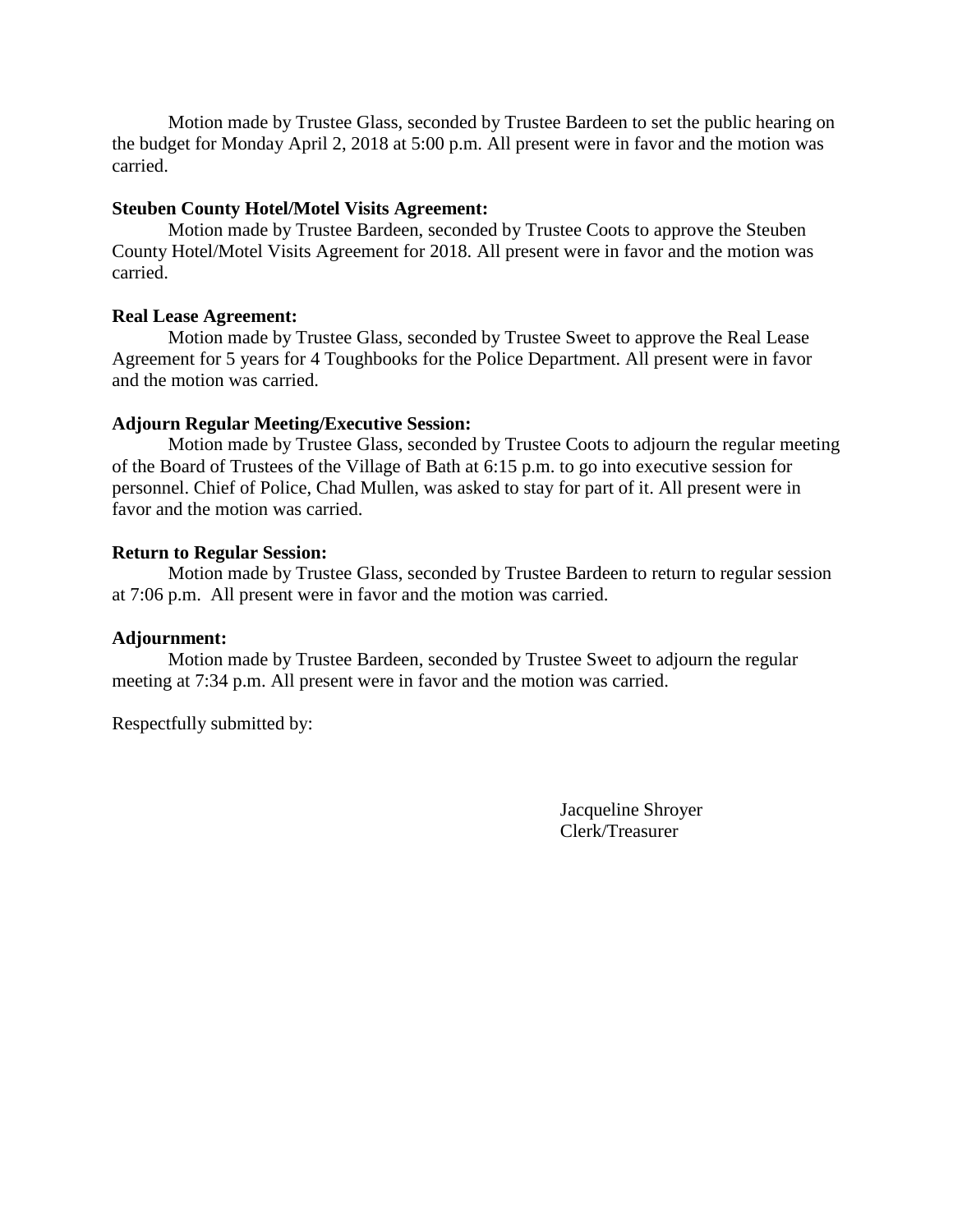Motion made by Trustee Glass, seconded by Trustee Bardeen to set the public hearing on the budget for Monday April 2, 2018 at 5:00 p.m. All present were in favor and the motion was carried.

**Steuben County Hotel/Motel Visits Agreement:**

Motion made by Trustee Bardeen, seconded by Trustee Coots to approve the Steuben County Hotel/Motel Visits Agreement for 2018. All present were in favor and the motion was carried.

**Real Lease Agreement:**

Motion made by Trustee Glass, seconded by Trustee Sweet to approve the Real Lease Agreement for 5 years for 4 Toughbooks for the Police Department. All present were in favor and the motion was carried.

**Adjourn Regular Meeting/Executive Session:**

Motion made by Trustee Glass, seconded by Trustee Coots to adjourn the regular meeting of the Board of Trustees of the Village of Bath at 6:15 p.m. to go into executive session for personnel. Chief of Police, Chad Mullen, was asked to stay for part of it. All present were in favor and the motion was carried.

**Return to Regular Session:**

Motion made by Trustee Glass, seconded by Trustee Bardeen to return to regular session at 7:06 p.m. All present were in favor and the motion was carried.

**Adjournment:**

Motion made by Trustee Bardeen, seconded by Trustee Sweet to adjourn the regular meeting at 7:34 p.m. All present were in favor and the motion was carried.

Respectfully submitted by:

Jacqueline Shroyer
Clerk/Treasurer